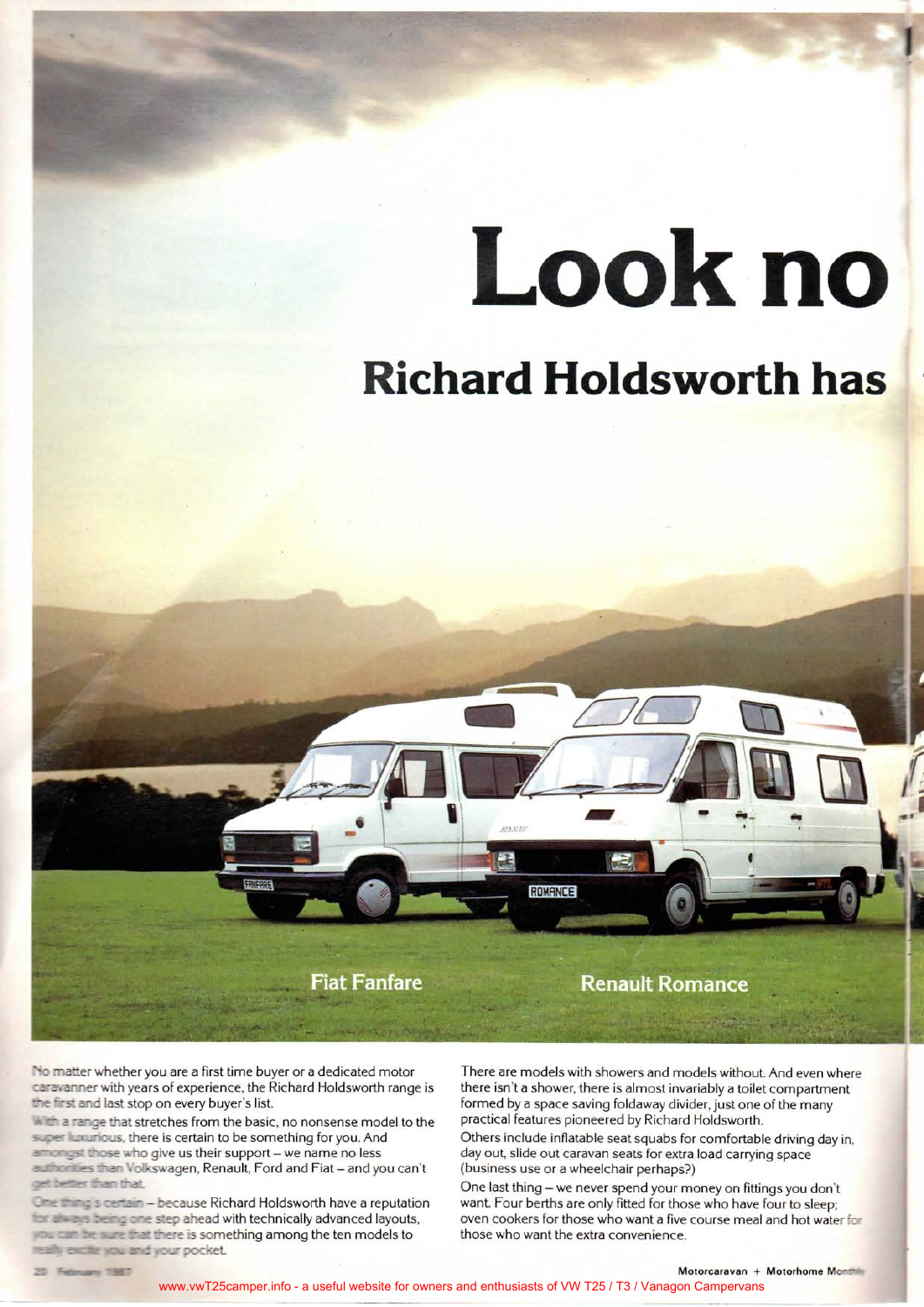# Look no

## Richard Holdsworth has

Fiat Fanfare

Renault Romance

No matter whether you are a first time buyer or a dedicated motor caravanner with years of experience, the Richard Holdsworth range is the first and last stop on every buyer's list.

With a range that stretches from the basic, no nonsense model to the super luxurious, there is certain to be something for you. And amongst those who give us their support – we name no less authorities than Volkswagen, Renault, Ford and Fiat – and you can't get better than that.

One thing's certain – because Richard Holdsworth have a reputation for always being one step ahead with technically advanced layouts, you can be sure that there is something among the ten models to really excite you and your pocket.

There are models with showers and models without. And even where there isn't a shower, there is almost invariably a toilet compartment formed by a space saving foldaway divider, just one of the many practical features pioneered by Richard Holdsworth.

Others include inflatable seat squabs for comfortable driving day in, day out, slide out caravan seats for extra load carrying space (business use or a wheelchair perhaps?)

One last thing – we never spend your money on fittings you don't want. Four berths are only fitted for those who have four to sleep; oven cookers for those who want a five course meal and hot water for those who want the extra convenience.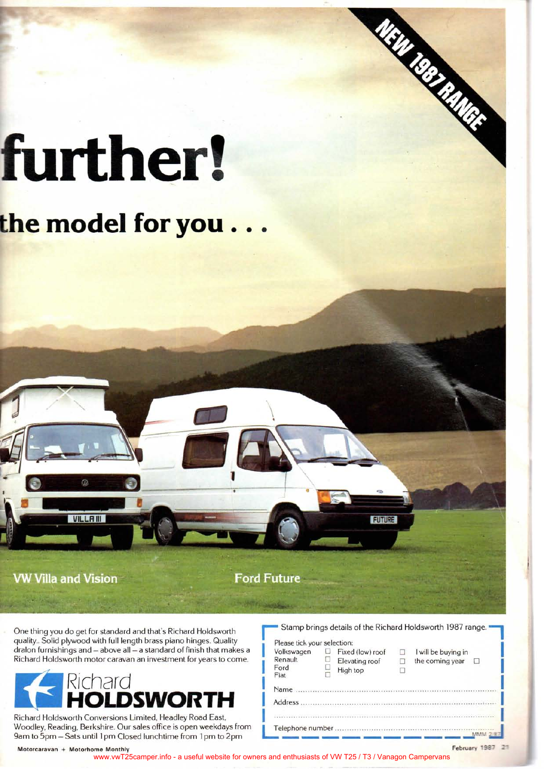NEW 1987 RANGE

# further!

## the model for you . . .

VILLA III

FUTURE

**VW Villa and Vision**

**Ford Future**

One thing you do get for standard and that's Richard Holdsworth quality.. Solid plywood with full length brass piano hinges. Quality dralon furnishings and – above all – a standard of finish that makes a Richard Holdsworth motor caravan an investment for years to come.

Richard **HOLDSWORTH**

Richard Holdsworth Conversions Limited, Headley Road East, Woodley, Reading, Berkshire. Our sales office is open weekdays from 9am to 5pm – Sats until 1pm Closed lunchtime from 1pm to 2pm

Stamp brings details of the Richard Holdsworth 1987 range.

Please tick your selection:

| | | | | | |
|---|---|---|---|---|---|
| Volkswagen | ☐ | Fixed (low) roof | ☐ | I will be buying in the coming year | ☐ |
| Renault | ☐ | Elevating roof | ☐ | | |
| Ford | ☐ | High top | ☐ | | |
| Fiat | ☐ | | | | |

Name ..........................................................................

Address ..........................................................................

..........................................................................

Telephone number ..........................................................................

MMM 2/87

www.vwT25camper.info - a useful website for owners and enthusiasts of VW T25 / T3 / Vanagon Campervans